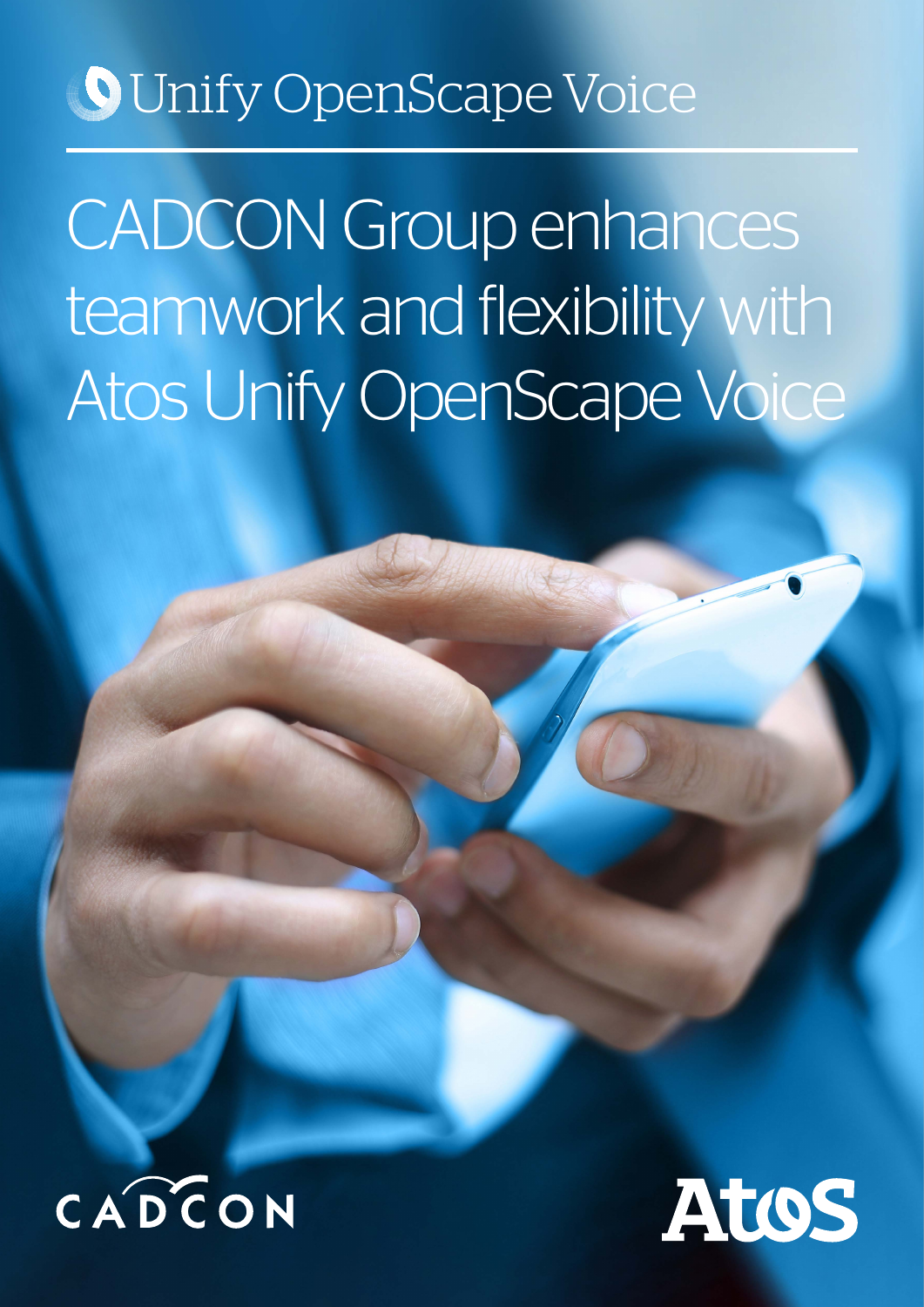Unify OpenScape Voice

# CADCON Group enhances teamwork and flexibility with Atos Unify OpenScape Voice

CADCON

Atos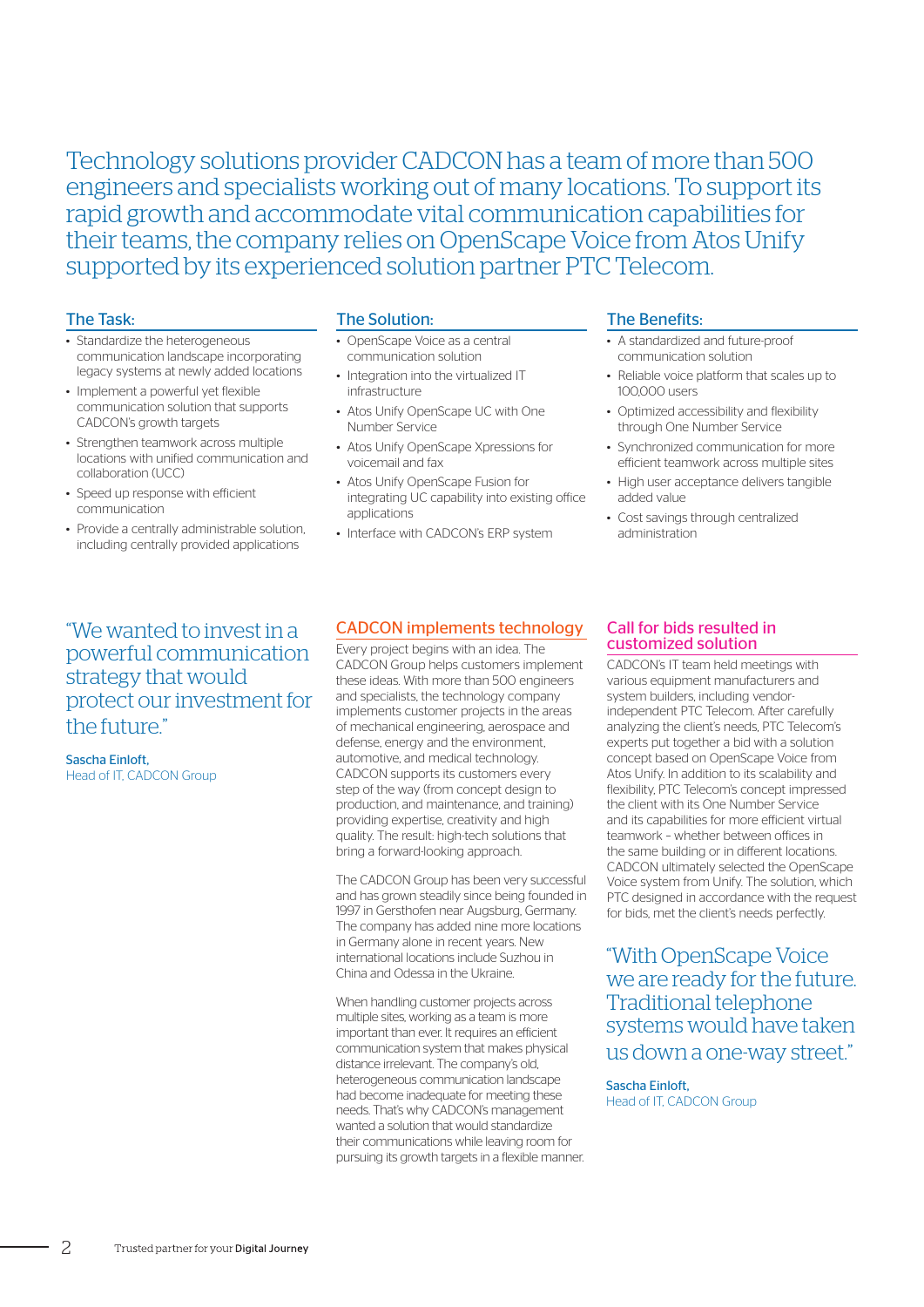Technology solutions provider CADCON has a team of more than 500 engineers and specialists working out of many locations. To support its rapid growth and accommodate vital communication capabilities for their teams, the company relies on OpenScape Voice from Atos Unify supported by its experienced solution partner PTC Telecom.

## The Task:

- Standardize the heterogeneous communication landscape incorporating legacy systems at newly added locations
- Implement a powerful yet flexible communication solution that supports CADCON's growth targets
- Strengthen teamwork across multiple locations with unified communication and collaboration (UCC)
- Speed up response with efficient communication
- Provide a centrally administrable solution, including centrally provided applications

## The Solution:

- OpenScape Voice as a central communication solution
- Integration into the virtualized IT infrastructure
- Atos Unify OpenScape UC with One Number Service
- Atos Unify OpenScape Xpressions for voicemail and fax
- Atos Unify OpenScape Fusion for integrating UC capability into existing office applications
- Interface with CADCON's ERP system

## The Benefits:

- A standardized and future-proof communication solution
- Reliable voice platform that scales up to 100,000 users
- Optimized accessibility and flexibility through One Number Service
- Synchronized communication for more efficient teamwork across multiple sites
- High user acceptance delivers tangible added value
- Cost savings through centralized administration

"We wanted to invest in a powerful communication strategy that would protect our investment for the future."

Sascha Einloft,
Head of IT, CADCON Group

## CADCON implements technology

Every project begins with an idea. The CADCON Group helps customers implement these ideas. With more than 500 engineers and specialists, the technology company implements customer projects in the areas of mechanical engineering, aerospace and defense, energy and the environment, automotive, and medical technology. CADCON supports its customers every step of the way (from concept design to production, and maintenance, and training) providing expertise, creativity and high quality. The result: high-tech solutions that bring a forward-looking approach.

The CADCON Group has been very successful and has grown steadily since being founded in 1997 in Gersthofen near Augsburg, Germany. The company has added nine more locations in Germany alone in recent years. New international locations include Suzhou in China and Odessa in the Ukraine.

When handling customer projects across multiple sites, working as a team is more important than ever. It requires an efficient communication system that makes physical distance irrelevant. The company's old, heterogeneous communication landscape had become inadequate for meeting these needs. That's why CADCON's management wanted a solution that would standardize their communications while leaving room for pursuing its growth targets in a flexible manner.

## Call for bids resulted in customized solution

CADCON's IT team held meetings with various equipment manufacturers and system builders, including vendor-independent PTC Telecom. After carefully analyzing the client's needs, PTC Telecom's experts put together a bid with a solution concept based on OpenScape Voice from Atos Unify. In addition to its scalability and flexibility, PTC Telecom's concept impressed the client with its One Number Service and its capabilities for more efficient virtual teamwork – whether between offices in the same building or in different locations. CADCON ultimately selected the OpenScape Voice system from Unify. The solution, which PTC designed in accordance with the request for bids, met the client's needs perfectly.

"With OpenScape Voice we are ready for the future. Traditional telephone systems would have taken us down a one-way street."

Sascha Einloft,
Head of IT, CADCON Group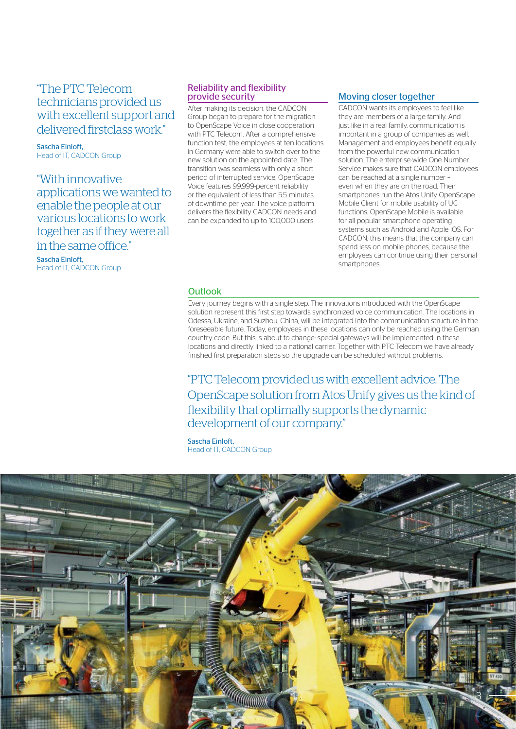"The PTC Telecom technicians provided us with excellent support and delivered firstclass work."

Sascha Einloft,
Head of IT, CADCON Group

"With innovative applications we wanted to enable the people at our various locations to work together as if they were all in the same office."

Sascha Einloft,
Head of IT, CADCON Group

## Reliability and flexibility provide security

After making its decision, the CADCON Group began to prepare for the migration to OpenScape Voice in close cooperation with PTC Telecom. After a comprehensive function test, the employees at ten locations in Germany were able to switch over to the new solution on the appointed date. The transition was seamless with only a short period of interrupted service. OpenScape Voice features 99.999-percent reliability or the equivalent of less than 5.5 minutes of downtime per year. The voice platform delivers the flexibility CADCON needs and can be expanded to up to 100,000 users.

## Moving closer together

CADCON wants its employees to feel like they are members of a large family. And just like in a real family, communication is important in a group of companies as well. Management and employees benefit equally from the powerful new communication solution. The enterprise-wide One Number Service makes sure that CADCON employees can be reached at a single number – even when they are on the road. Their smartphones run the Atos Unify OpenScape Mobile Client for mobile usability of UC functions. OpenScape Mobile is available for all popular smartphone operating systems such as Android and Apple iOS. For CADCON, this means that the company can spend less on mobile phones, because the employees can continue using their personal smartphones.

## Outlook

Every journey begins with a single step. The innovations introduced with the OpenScape solution represent this first step towards synchronized voice communication. The locations in Odessa, Ukraine, and Suzhou, China, will be integrated into the communication structure in the foreseeable future. Today, employees in these locations can only be reached using the German country code. But this is about to change: special gateways will be implemented in these locations and directly linked to a national carrier. Together with PTC Telecom we have already finished first preparation steps so the upgrade can be scheduled without problems.

"PTC Telecom provided us with excellent advice. The OpenScape solution from Atos Unify gives us the kind of flexibility that optimally supports the dynamic development of our company."

Sascha Einloft,
Head of IT, CADCON Group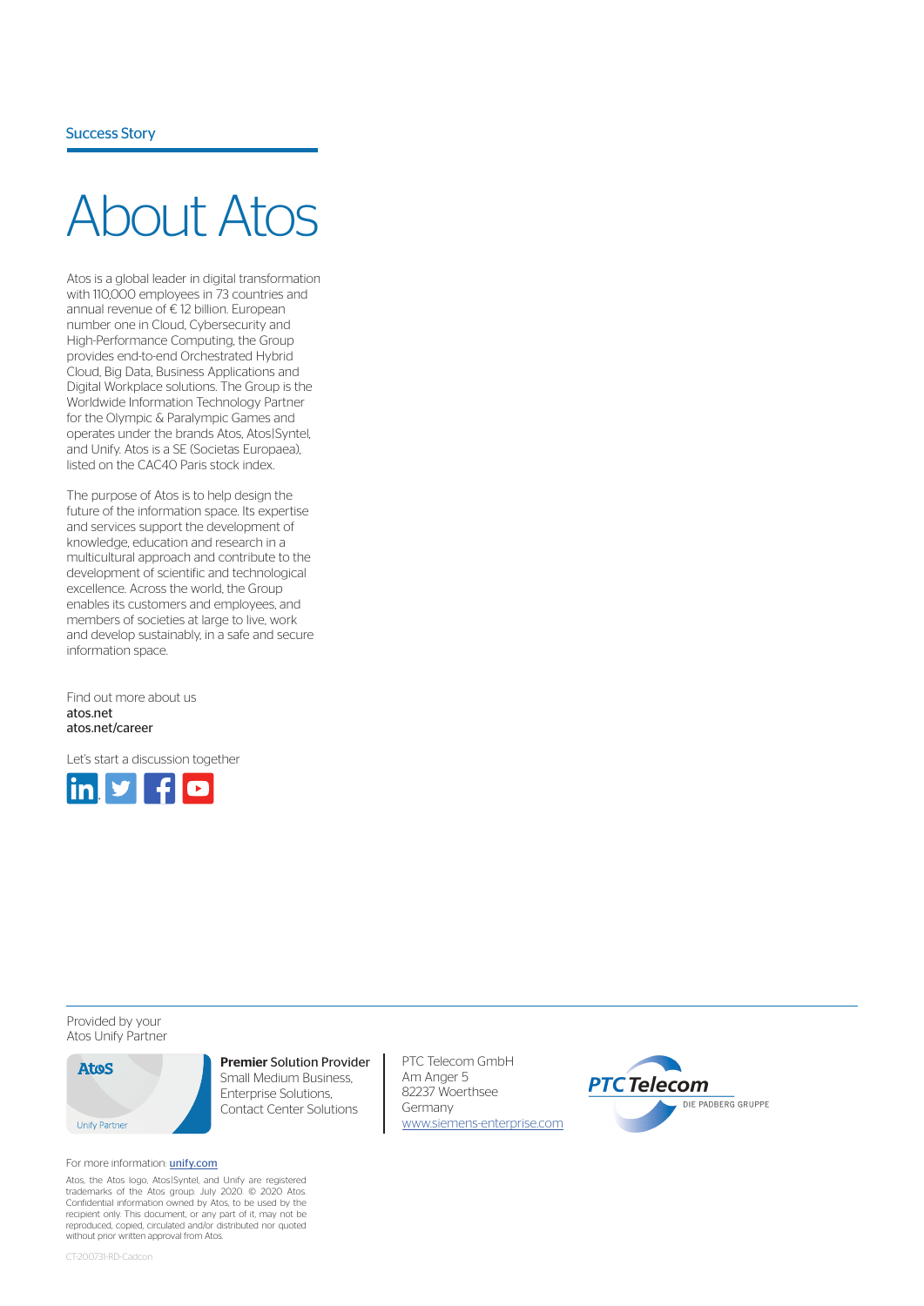Success Story

# About Atos

Atos is a global leader in digital transformation with 110,000 employees in 73 countries and annual revenue of € 12 billion. European number one in Cloud, Cybersecurity and High-Performance Computing, the Group provides end-to-end Orchestrated Hybrid Cloud, Big Data, Business Applications and Digital Workplace solutions. The Group is the Worldwide Information Technology Partner for the Olympic & Paralympic Games and operates under the brands Atos, Atos|Syntel, and Unify. Atos is a SE (Societas Europaea), listed on the CAC40 Paris stock index.

The purpose of Atos is to help design the future of the information space. Its expertise and services support the development of knowledge, education and research in a multicultural approach and contribute to the development of scientific and technological excellence. Across the world, the Group enables its customers and employees, and members of societies at large to live, work and develop sustainably, in a safe and secure information space.

Find out more about us
**atos.net**
**atos.net/career**

Let's start a discussion together

Provided by your
Atos Unify Partner

Atos
Unify Partner

**Premier** Solution Provider
Small Medium Business,
Enterprise Solutions,
Contact Center Solutions

PTC Telecom GmbH
Am Anger 5
82237 Woerthsee
Germany
www.siemens-enterprise.com

PTC Telecom
DIE PADBERG GRUPPE

For more information: unify.com

Atos, the Atos logo, Atos|Syntel, and Unify are registered trademarks of the Atos group. July 2020. © 2020 Atos. Confidential information owned by Atos, to be used by the recipient only. This document, or any part of it, may not be reproduced, copied, circulated and/or distributed nor quoted without prior written approval from Atos.

CT-200731-RD-Cadcon